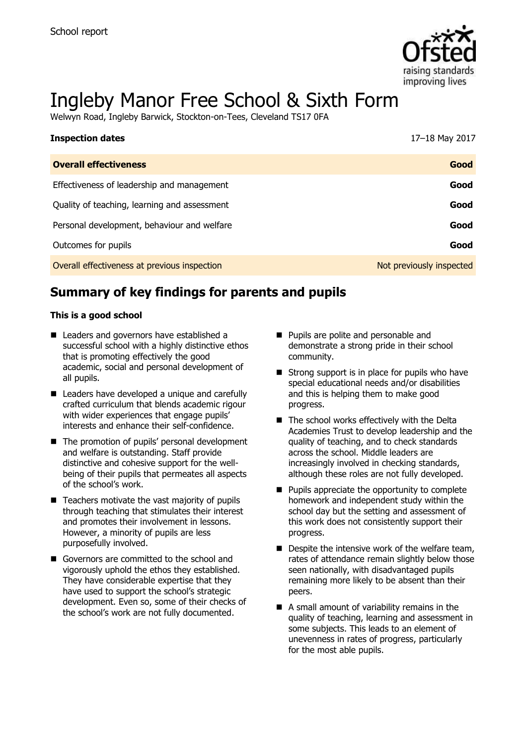School report

# Ingleby Manor Free School & Sixth Form

Welwyn Road, Ingleby Barwick, Stockton-on-Tees, Cleveland TS17 0FA

| **Inspection dates** | 17–18 May 2017 |
| --- | --- |
| **Overall effectiveness** | **Good** |
| Effectiveness of leadership and management | **Good** |
| Quality of teaching, learning and assessment | **Good** |
| Personal development, behaviour and welfare | **Good** |
| Outcomes for pupils | **Good** |
| Overall effectiveness at previous inspection | Not previously inspected |

## Summary of key findings for parents and pupils

**This is a good school**

- Leaders and governors have established a successful school with a highly distinctive ethos that is promoting effectively the good academic, social and personal development of all pupils.
- Leaders have developed a unique and carefully crafted curriculum that blends academic rigour with wider experiences that engage pupils' interests and enhance their self-confidence.
- The promotion of pupils' personal development and welfare is outstanding. Staff provide distinctive and cohesive support for the well-being of their pupils that permeates all aspects of the school's work.
- Teachers motivate the vast majority of pupils through teaching that stimulates their interest and promotes their involvement in lessons. However, a minority of pupils are less purposefully involved.
- Governors are committed to the school and vigorously uphold the ethos they established. They have considerable expertise that they have used to support the school's strategic development. Even so, some of their checks of the school's work are not fully documented.
- Pupils are polite and personable and demonstrate a strong pride in their school community.
- Strong support is in place for pupils who have special educational needs and/or disabilities and this is helping them to make good progress.
- The school works effectively with the Delta Academies Trust to develop leadership and the quality of teaching, and to check standards across the school. Middle leaders are increasingly involved in checking standards, although these roles are not fully developed.
- Pupils appreciate the opportunity to complete homework and independent study within the school day but the setting and assessment of this work does not consistently support their progress.
- Despite the intensive work of the welfare team, rates of attendance remain slightly below those seen nationally, with disadvantaged pupils remaining more likely to be absent than their peers.
- A small amount of variability remains in the quality of teaching, learning and assessment in some subjects. This leads to an element of unevenness in rates of progress, particularly for the most able pupils.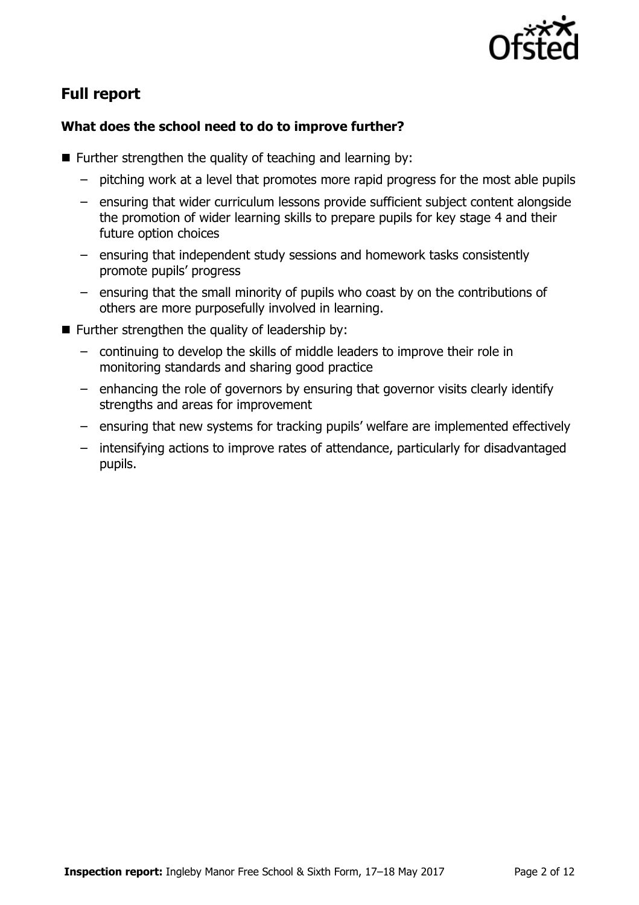## Full report

### What does the school need to do to improve further?

- Further strengthen the quality of teaching and learning by:
  - pitching work at a level that promotes more rapid progress for the most able pupils
  - ensuring that wider curriculum lessons provide sufficient subject content alongside the promotion of wider learning skills to prepare pupils for key stage 4 and their future option choices
  - ensuring that independent study sessions and homework tasks consistently promote pupils' progress
  - ensuring that the small minority of pupils who coast by on the contributions of others are more purposefully involved in learning.
- Further strengthen the quality of leadership by:
  - continuing to develop the skills of middle leaders to improve their role in monitoring standards and sharing good practice
  - enhancing the role of governors by ensuring that governor visits clearly identify strengths and areas for improvement
  - ensuring that new systems for tracking pupils' welfare are implemented effectively
  - intensifying actions to improve rates of attendance, particularly for disadvantaged pupils.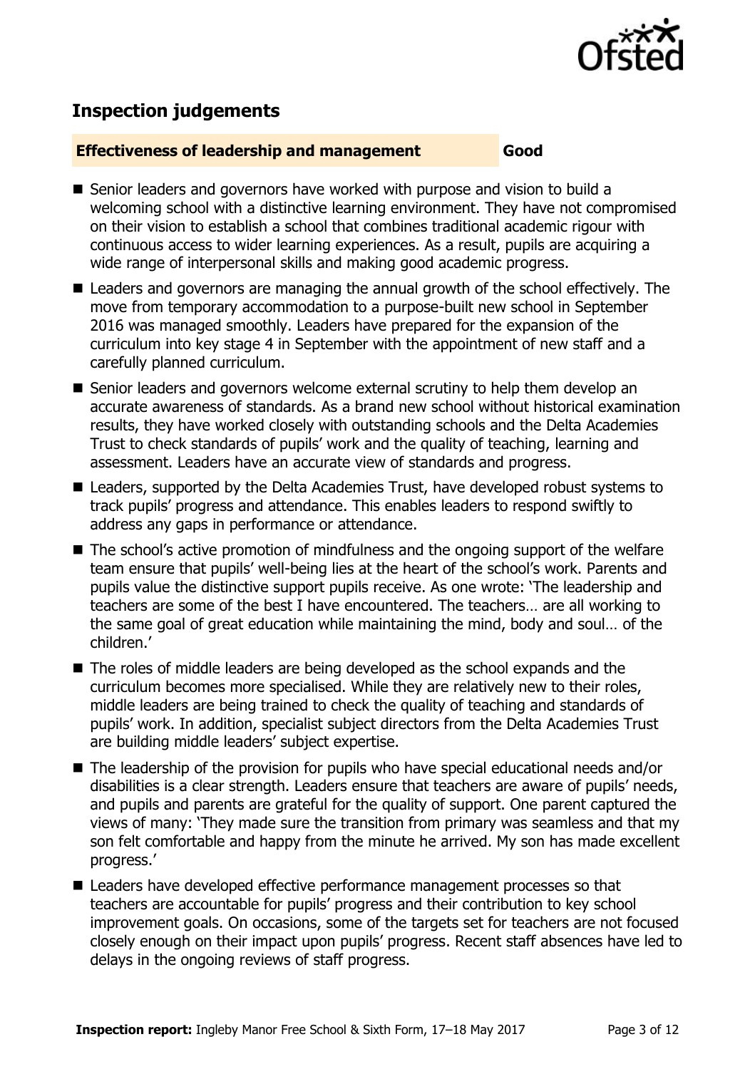## Inspection judgements

| Effectiveness of leadership and management | Good |
| --- | --- |

- Senior leaders and governors have worked with purpose and vision to build a welcoming school with a distinctive learning environment. They have not compromised on their vision to establish a school that combines traditional academic rigour with continuous access to wider learning experiences. As a result, pupils are acquiring a wide range of interpersonal skills and making good academic progress.
- Leaders and governors are managing the annual growth of the school effectively. The move from temporary accommodation to a purpose-built new school in September 2016 was managed smoothly. Leaders have prepared for the expansion of the curriculum into key stage 4 in September with the appointment of new staff and a carefully planned curriculum.
- Senior leaders and governors welcome external scrutiny to help them develop an accurate awareness of standards. As a brand new school without historical examination results, they have worked closely with outstanding schools and the Delta Academies Trust to check standards of pupils' work and the quality of teaching, learning and assessment. Leaders have an accurate view of standards and progress.
- Leaders, supported by the Delta Academies Trust, have developed robust systems to track pupils' progress and attendance. This enables leaders to respond swiftly to address any gaps in performance or attendance.
- The school's active promotion of mindfulness and the ongoing support of the welfare team ensure that pupils' well-being lies at the heart of the school's work. Parents and pupils value the distinctive support pupils receive. As one wrote: 'The leadership and teachers are some of the best I have encountered. The teachers… are all working to the same goal of great education while maintaining the mind, body and soul… of the children.'
- The roles of middle leaders are being developed as the school expands and the curriculum becomes more specialised. While they are relatively new to their roles, middle leaders are being trained to check the quality of teaching and standards of pupils' work. In addition, specialist subject directors from the Delta Academies Trust are building middle leaders' subject expertise.
- The leadership of the provision for pupils who have special educational needs and/or disabilities is a clear strength. Leaders ensure that teachers are aware of pupils' needs, and pupils and parents are grateful for the quality of support. One parent captured the views of many: 'They made sure the transition from primary was seamless and that my son felt comfortable and happy from the minute he arrived. My son has made excellent progress.'
- Leaders have developed effective performance management processes so that teachers are accountable for pupils' progress and their contribution to key school improvement goals. On occasions, some of the targets set for teachers are not focused closely enough on their impact upon pupils' progress. Recent staff absences have led to delays in the ongoing reviews of staff progress.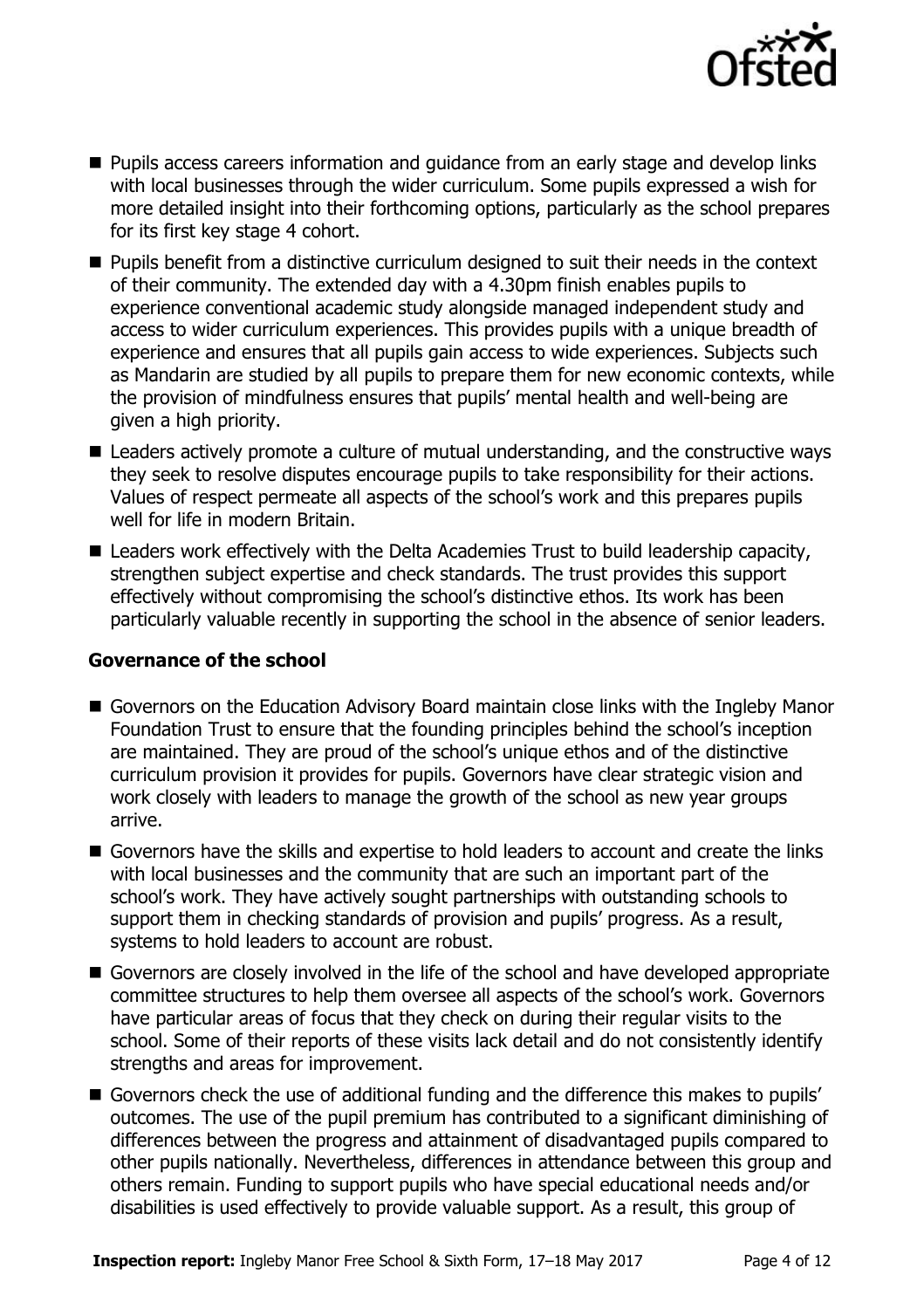- Pupils access careers information and guidance from an early stage and develop links with local businesses through the wider curriculum. Some pupils expressed a wish for more detailed insight into their forthcoming options, particularly as the school prepares for its first key stage 4 cohort.
- Pupils benefit from a distinctive curriculum designed to suit their needs in the context of their community. The extended day with a 4.30pm finish enables pupils to experience conventional academic study alongside managed independent study and access to wider curriculum experiences. This provides pupils with a unique breadth of experience and ensures that all pupils gain access to wide experiences. Subjects such as Mandarin are studied by all pupils to prepare them for new economic contexts, while the provision of mindfulness ensures that pupils' mental health and well-being are given a high priority.
- Leaders actively promote a culture of mutual understanding, and the constructive ways they seek to resolve disputes encourage pupils to take responsibility for their actions. Values of respect permeate all aspects of the school's work and this prepares pupils well for life in modern Britain.
- Leaders work effectively with the Delta Academies Trust to build leadership capacity, strengthen subject expertise and check standards. The trust provides this support effectively without compromising the school's distinctive ethos. Its work has been particularly valuable recently in supporting the school in the absence of senior leaders.

### Governance of the school

- Governors on the Education Advisory Board maintain close links with the Ingleby Manor Foundation Trust to ensure that the founding principles behind the school's inception are maintained. They are proud of the school's unique ethos and of the distinctive curriculum provision it provides for pupils. Governors have clear strategic vision and work closely with leaders to manage the growth of the school as new year groups arrive.
- Governors have the skills and expertise to hold leaders to account and create the links with local businesses and the community that are such an important part of the school's work. They have actively sought partnerships with outstanding schools to support them in checking standards of provision and pupils' progress. As a result, systems to hold leaders to account are robust.
- Governors are closely involved in the life of the school and have developed appropriate committee structures to help them oversee all aspects of the school's work. Governors have particular areas of focus that they check on during their regular visits to the school. Some of their reports of these visits lack detail and do not consistently identify strengths and areas for improvement.
- Governors check the use of additional funding and the difference this makes to pupils' outcomes. The use of the pupil premium has contributed to a significant diminishing of differences between the progress and attainment of disadvantaged pupils compared to other pupils nationally. Nevertheless, differences in attendance between this group and others remain. Funding to support pupils who have special educational needs and/or disabilities is used effectively to provide valuable support. As a result, this group of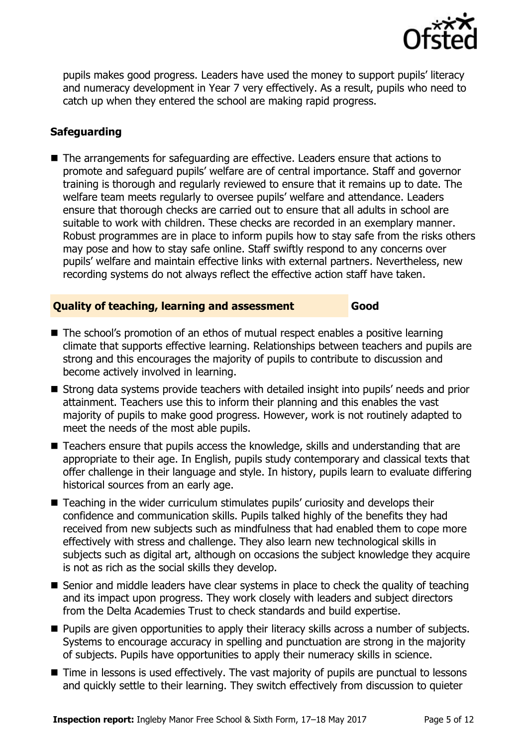pupils makes good progress. Leaders have used the money to support pupils' literacy and numeracy development in Year 7 very effectively. As a result, pupils who need to catch up when they entered the school are making rapid progress.

### Safeguarding

- The arrangements for safeguarding are effective. Leaders ensure that actions to promote and safeguard pupils' welfare are of central importance. Staff and governor training is thorough and regularly reviewed to ensure that it remains up to date. The welfare team meets regularly to oversee pupils' welfare and attendance. Leaders ensure that thorough checks are carried out to ensure that all adults in school are suitable to work with children. These checks are recorded in an exemplary manner. Robust programmes are in place to inform pupils how to stay safe from the risks others may pose and how to stay safe online. Staff swiftly respond to any concerns over pupils' welfare and maintain effective links with external partners. Nevertheless, new recording systems do not always reflect the effective action staff have taken.

### Quality of teaching, learning and assessment — Good

- The school's promotion of an ethos of mutual respect enables a positive learning climate that supports effective learning. Relationships between teachers and pupils are strong and this encourages the majority of pupils to contribute to discussion and become actively involved in learning.
- Strong data systems provide teachers with detailed insight into pupils' needs and prior attainment. Teachers use this to inform their planning and this enables the vast majority of pupils to make good progress. However, work is not routinely adapted to meet the needs of the most able pupils.
- Teachers ensure that pupils access the knowledge, skills and understanding that are appropriate to their age. In English, pupils study contemporary and classical texts that offer challenge in their language and style. In history, pupils learn to evaluate differing historical sources from an early age.
- Teaching in the wider curriculum stimulates pupils' curiosity and develops their confidence and communication skills. Pupils talked highly of the benefits they had received from new subjects such as mindfulness that had enabled them to cope more effectively with stress and challenge. They also learn new technological skills in subjects such as digital art, although on occasions the subject knowledge they acquire is not as rich as the social skills they develop.
- Senior and middle leaders have clear systems in place to check the quality of teaching and its impact upon progress. They work closely with leaders and subject directors from the Delta Academies Trust to check standards and build expertise.
- Pupils are given opportunities to apply their literacy skills across a number of subjects. Systems to encourage accuracy in spelling and punctuation are strong in the majority of subjects. Pupils have opportunities to apply their numeracy skills in science.
- Time in lessons is used effectively. The vast majority of pupils are punctual to lessons and quickly settle to their learning. They switch effectively from discussion to quieter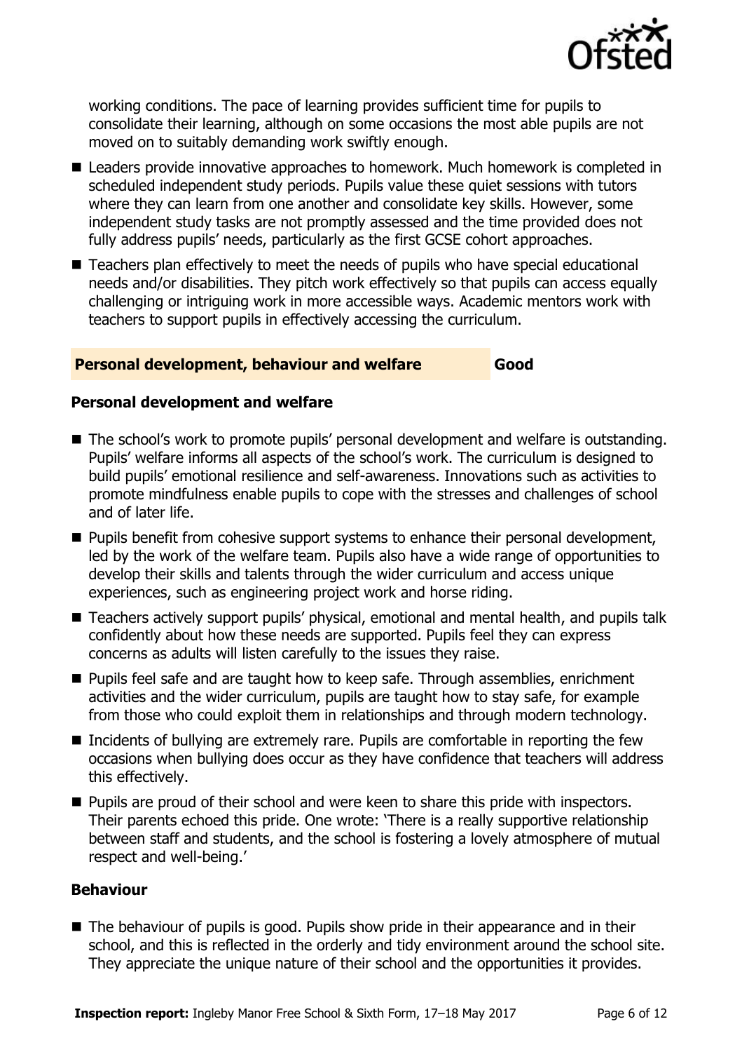working conditions. The pace of learning provides sufficient time for pupils to consolidate their learning, although on some occasions the most able pupils are not moved on to suitably demanding work swiftly enough.

- Leaders provide innovative approaches to homework. Much homework is completed in scheduled independent study periods. Pupils value these quiet sessions with tutors where they can learn from one another and consolidate key skills. However, some independent study tasks are not promptly assessed and the time provided does not fully address pupils' needs, particularly as the first GCSE cohort approaches.
- Teachers plan effectively to meet the needs of pupils who have special educational needs and/or disabilities. They pitch work effectively so that pupils can access equally challenging or intriguing work in more accessible ways. Academic mentors work with teachers to support pupils in effectively accessing the curriculum.

## Personal development, behaviour and welfare — Good

### Personal development and welfare

- The school's work to promote pupils' personal development and welfare is outstanding. Pupils' welfare informs all aspects of the school's work. The curriculum is designed to build pupils' emotional resilience and self-awareness. Innovations such as activities to promote mindfulness enable pupils to cope with the stresses and challenges of school and of later life.
- Pupils benefit from cohesive support systems to enhance their personal development, led by the work of the welfare team. Pupils also have a wide range of opportunities to develop their skills and talents through the wider curriculum and access unique experiences, such as engineering project work and horse riding.
- Teachers actively support pupils' physical, emotional and mental health, and pupils talk confidently about how these needs are supported. Pupils feel they can express concerns as adults will listen carefully to the issues they raise.
- Pupils feel safe and are taught how to keep safe. Through assemblies, enrichment activities and the wider curriculum, pupils are taught how to stay safe, for example from those who could exploit them in relationships and through modern technology.
- Incidents of bullying are extremely rare. Pupils are comfortable in reporting the few occasions when bullying does occur as they have confidence that teachers will address this effectively.
- Pupils are proud of their school and were keen to share this pride with inspectors. Their parents echoed this pride. One wrote: 'There is a really supportive relationship between staff and students, and the school is fostering a lovely atmosphere of mutual respect and well-being.'

### Behaviour

- The behaviour of pupils is good. Pupils show pride in their appearance and in their school, and this is reflected in the orderly and tidy environment around the school site. They appreciate the unique nature of their school and the opportunities it provides.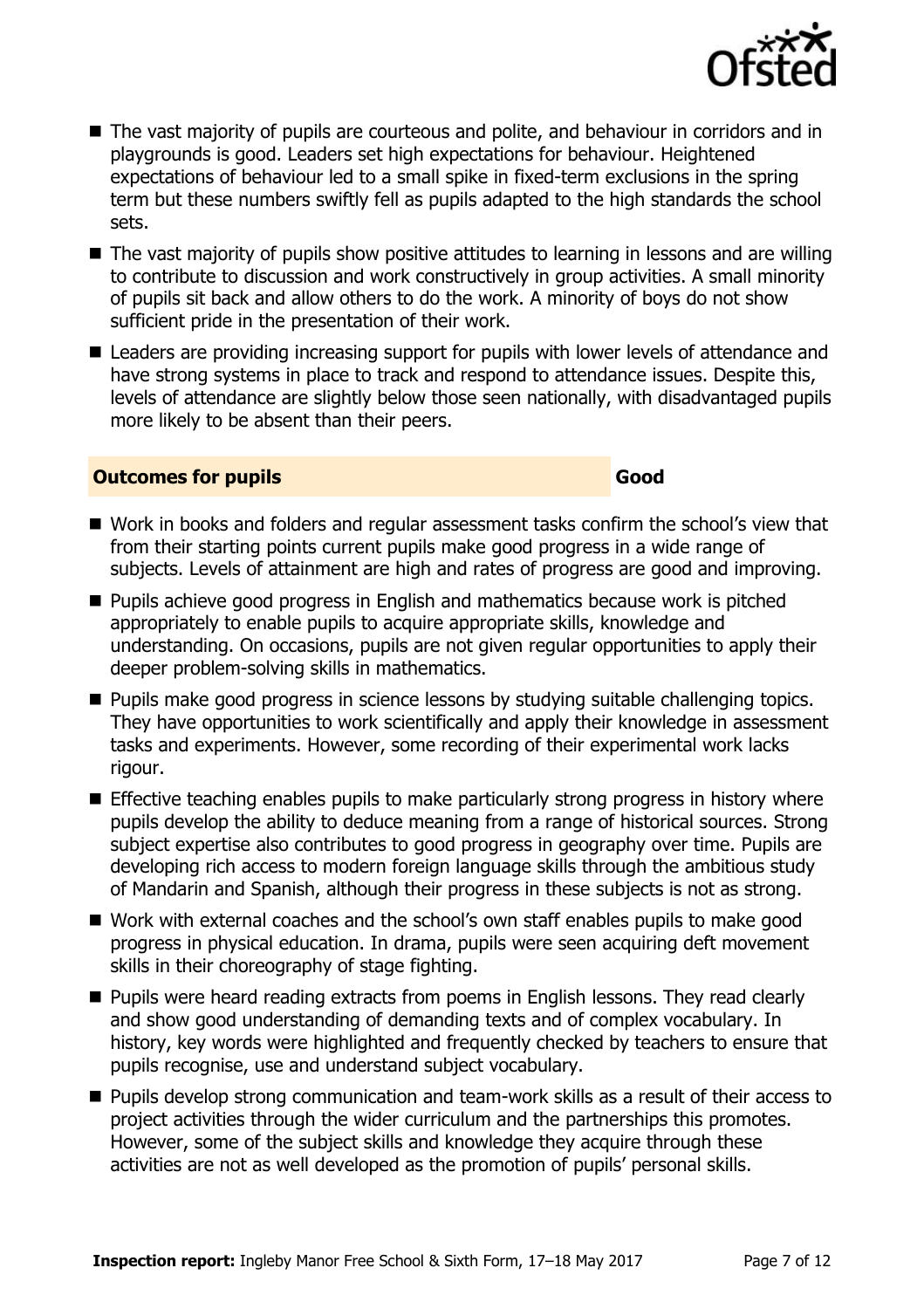- The vast majority of pupils are courteous and polite, and behaviour in corridors and in playgrounds is good. Leaders set high expectations for behaviour. Heightened expectations of behaviour led to a small spike in fixed-term exclusions in the spring term but these numbers swiftly fell as pupils adapted to the high standards the school sets.
- The vast majority of pupils show positive attitudes to learning in lessons and are willing to contribute to discussion and work constructively in group activities. A small minority of pupils sit back and allow others to do the work. A minority of boys do not show sufficient pride in the presentation of their work.
- Leaders are providing increasing support for pupils with lower levels of attendance and have strong systems in place to track and respond to attendance issues. Despite this, levels of attendance are slightly below those seen nationally, with disadvantaged pupils more likely to be absent than their peers.

## Outcomes for pupils — Good

- Work in books and folders and regular assessment tasks confirm the school's view that from their starting points current pupils make good progress in a wide range of subjects. Levels of attainment are high and rates of progress are good and improving.
- Pupils achieve good progress in English and mathematics because work is pitched appropriately to enable pupils to acquire appropriate skills, knowledge and understanding. On occasions, pupils are not given regular opportunities to apply their deeper problem-solving skills in mathematics.
- Pupils make good progress in science lessons by studying suitable challenging topics. They have opportunities to work scientifically and apply their knowledge in assessment tasks and experiments. However, some recording of their experimental work lacks rigour.
- Effective teaching enables pupils to make particularly strong progress in history where pupils develop the ability to deduce meaning from a range of historical sources. Strong subject expertise also contributes to good progress in geography over time. Pupils are developing rich access to modern foreign language skills through the ambitious study of Mandarin and Spanish, although their progress in these subjects is not as strong.
- Work with external coaches and the school's own staff enables pupils to make good progress in physical education. In drama, pupils were seen acquiring deft movement skills in their choreography of stage fighting.
- Pupils were heard reading extracts from poems in English lessons. They read clearly and show good understanding of demanding texts and of complex vocabulary. In history, key words were highlighted and frequently checked by teachers to ensure that pupils recognise, use and understand subject vocabulary.
- Pupils develop strong communication and team-work skills as a result of their access to project activities through the wider curriculum and the partnerships this promotes. However, some of the subject skills and knowledge they acquire through these activities are not as well developed as the promotion of pupils' personal skills.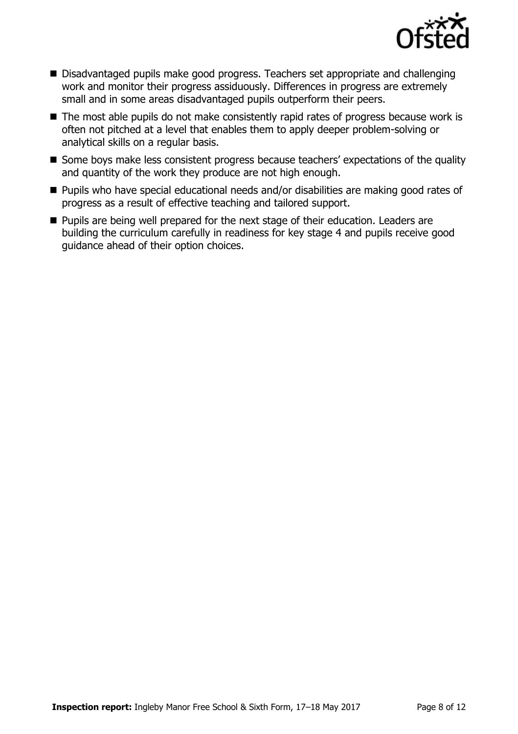- Disadvantaged pupils make good progress. Teachers set appropriate and challenging work and monitor their progress assiduously. Differences in progress are extremely small and in some areas disadvantaged pupils outperform their peers.
- The most able pupils do not make consistently rapid rates of progress because work is often not pitched at a level that enables them to apply deeper problem-solving or analytical skills on a regular basis.
- Some boys make less consistent progress because teachers' expectations of the quality and quantity of the work they produce are not high enough.
- Pupils who have special educational needs and/or disabilities are making good rates of progress as a result of effective teaching and tailored support.
- Pupils are being well prepared for the next stage of their education. Leaders are building the curriculum carefully in readiness for key stage 4 and pupils receive good guidance ahead of their option choices.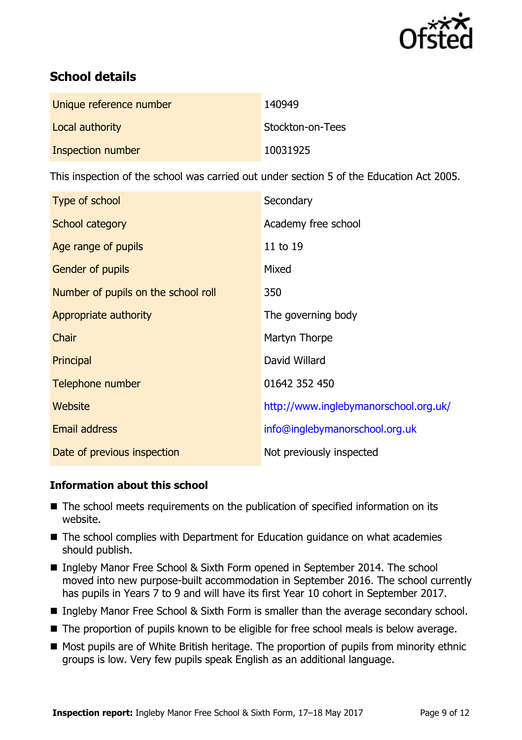## School details

| | |
|---|---|
| Unique reference number | 140949 |
| Local authority | Stockton-on-Tees |
| Inspection number | 10031925 |

This inspection of the school was carried out under section 5 of the Education Act 2005.

| | |
|---|---|
| Type of school | Secondary |
| School category | Academy free school |
| Age range of pupils | 11 to 19 |
| Gender of pupils | Mixed |
| Number of pupils on the school roll | 350 |
| Appropriate authority | The governing body |
| Chair | Martyn Thorpe |
| Principal | David Willard |
| Telephone number | 01642 352 450 |
| Website | http://www.inglebymanorschool.org.uk/ |
| Email address | info@inglebymanorschool.org.uk |
| Date of previous inspection | Not previously inspected |

### Information about this school

- The school meets requirements on the publication of specified information on its website.
- The school complies with Department for Education guidance on what academies should publish.
- Ingleby Manor Free School & Sixth Form opened in September 2014. The school moved into new purpose-built accommodation in September 2016. The school currently has pupils in Years 7 to 9 and will have its first Year 10 cohort in September 2017.
- Ingleby Manor Free School & Sixth Form is smaller than the average secondary school.
- The proportion of pupils known to be eligible for free school meals is below average.
- Most pupils are of White British heritage. The proportion of pupils from minority ethnic groups is low. Very few pupils speak English as an additional language.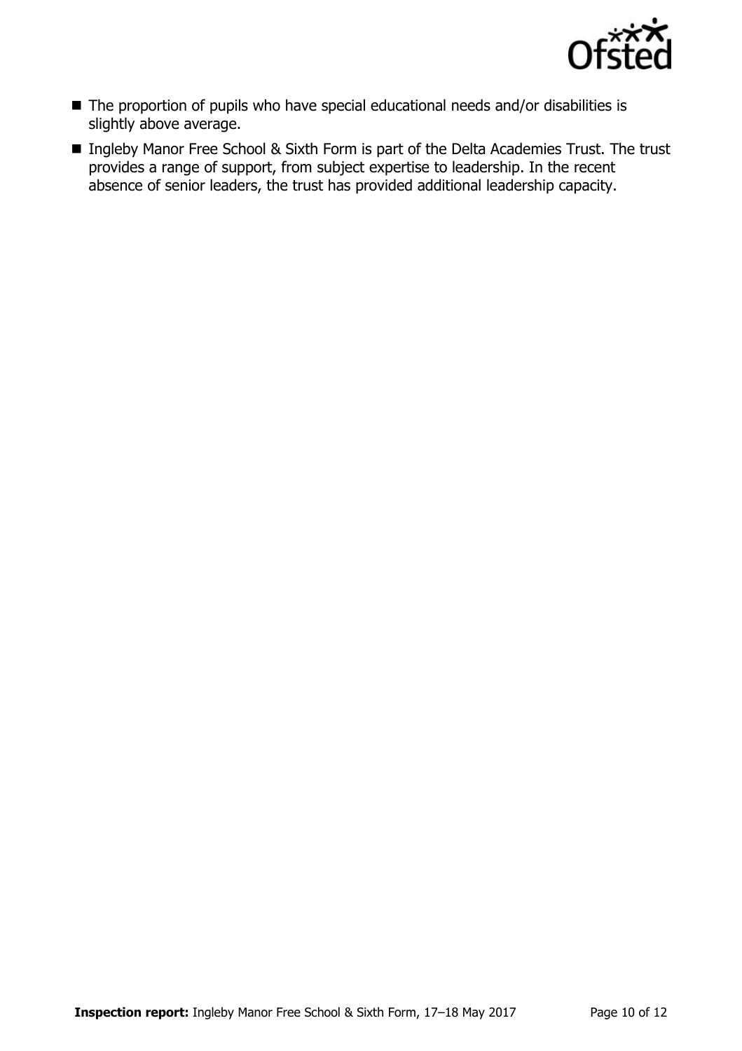- The proportion of pupils who have special educational needs and/or disabilities is slightly above average.
- Ingleby Manor Free School & Sixth Form is part of the Delta Academies Trust. The trust provides a range of support, from subject expertise to leadership. In the recent absence of senior leaders, the trust has provided additional leadership capacity.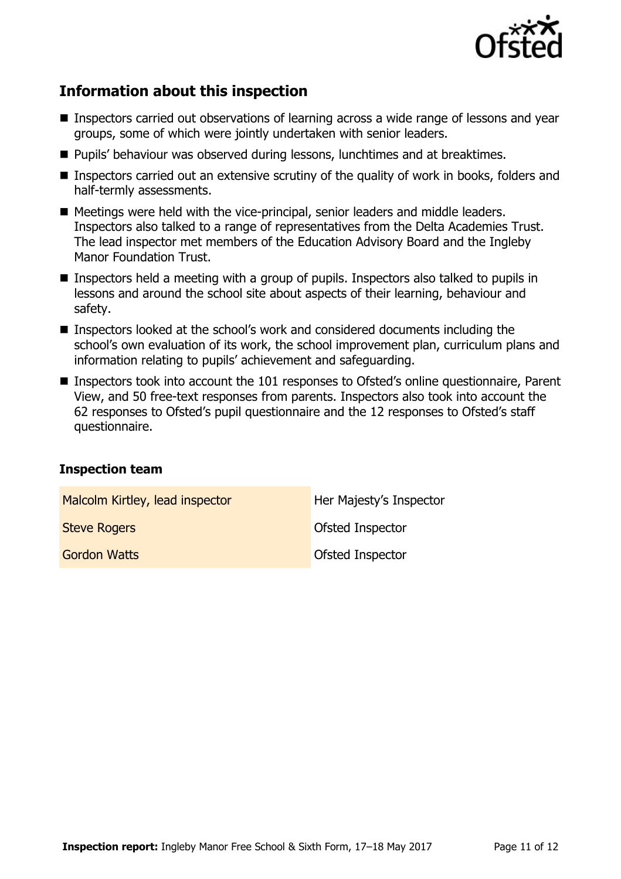## Information about this inspection

- Inspectors carried out observations of learning across a wide range of lessons and year groups, some of which were jointly undertaken with senior leaders.
- Pupils' behaviour was observed during lessons, lunchtimes and at breaktimes.
- Inspectors carried out an extensive scrutiny of the quality of work in books, folders and half-termly assessments.
- Meetings were held with the vice-principal, senior leaders and middle leaders. Inspectors also talked to a range of representatives from the Delta Academies Trust. The lead inspector met members of the Education Advisory Board and the Ingleby Manor Foundation Trust.
- Inspectors held a meeting with a group of pupils. Inspectors also talked to pupils in lessons and around the school site about aspects of their learning, behaviour and safety.
- Inspectors looked at the school's work and considered documents including the school's own evaluation of its work, the school improvement plan, curriculum plans and information relating to pupils' achievement and safeguarding.
- Inspectors took into account the 101 responses to Ofsted's online questionnaire, Parent View, and 50 free-text responses from parents. Inspectors also took into account the 62 responses to Ofsted's pupil questionnaire and the 12 responses to Ofsted's staff questionnaire.

### Inspection team

| | |
|---|---|
| Malcolm Kirtley, lead inspector | Her Majesty's Inspector |
| Steve Rogers | Ofsted Inspector |
| Gordon Watts | Ofsted Inspector |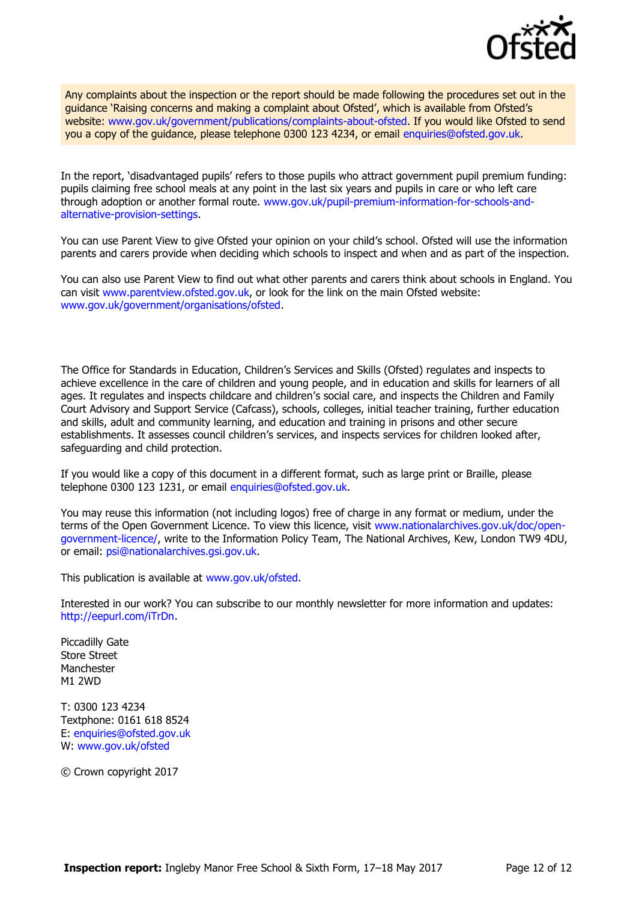Any complaints about the inspection or the report should be made following the procedures set out in the guidance 'Raising concerns and making a complaint about Ofsted', which is available from Ofsted's website: www.gov.uk/government/publications/complaints-about-ofsted. If you would like Ofsted to send you a copy of the guidance, please telephone 0300 123 4234, or email enquiries@ofsted.gov.uk.

In the report, 'disadvantaged pupils' refers to those pupils who attract government pupil premium funding: pupils claiming free school meals at any point in the last six years and pupils in care or who left care through adoption or another formal route. www.gov.uk/pupil-premium-information-for-schools-and-alternative-provision-settings.

You can use Parent View to give Ofsted your opinion on your child's school. Ofsted will use the information parents and carers provide when deciding which schools to inspect and when and as part of the inspection.

You can also use Parent View to find out what other parents and carers think about schools in England. You can visit www.parentview.ofsted.gov.uk, or look for the link on the main Ofsted website: www.gov.uk/government/organisations/ofsted.

The Office for Standards in Education, Children's Services and Skills (Ofsted) regulates and inspects to achieve excellence in the care of children and young people, and in education and skills for learners of all ages. It regulates and inspects childcare and children's social care, and inspects the Children and Family Court Advisory and Support Service (Cafcass), schools, colleges, initial teacher training, further education and skills, adult and community learning, and education and training in prisons and other secure establishments. It assesses council children's services, and inspects services for children looked after, safeguarding and child protection.

If you would like a copy of this document in a different format, such as large print or Braille, please telephone 0300 123 1231, or email enquiries@ofsted.gov.uk.

You may reuse this information (not including logos) free of charge in any format or medium, under the terms of the Open Government Licence. To view this licence, visit www.nationalarchives.gov.uk/doc/open-government-licence/, write to the Information Policy Team, The National Archives, Kew, London TW9 4DU, or email: psi@nationalarchives.gsi.gov.uk.

This publication is available at www.gov.uk/ofsted.

Interested in our work? You can subscribe to our monthly newsletter for more information and updates: http://eepurl.com/iTrDn.

Piccadilly Gate
Store Street
Manchester
M1 2WD

T: 0300 123 4234
Textphone: 0161 618 8524
E: enquiries@ofsted.gov.uk
W: www.gov.uk/ofsted

© Crown copyright 2017